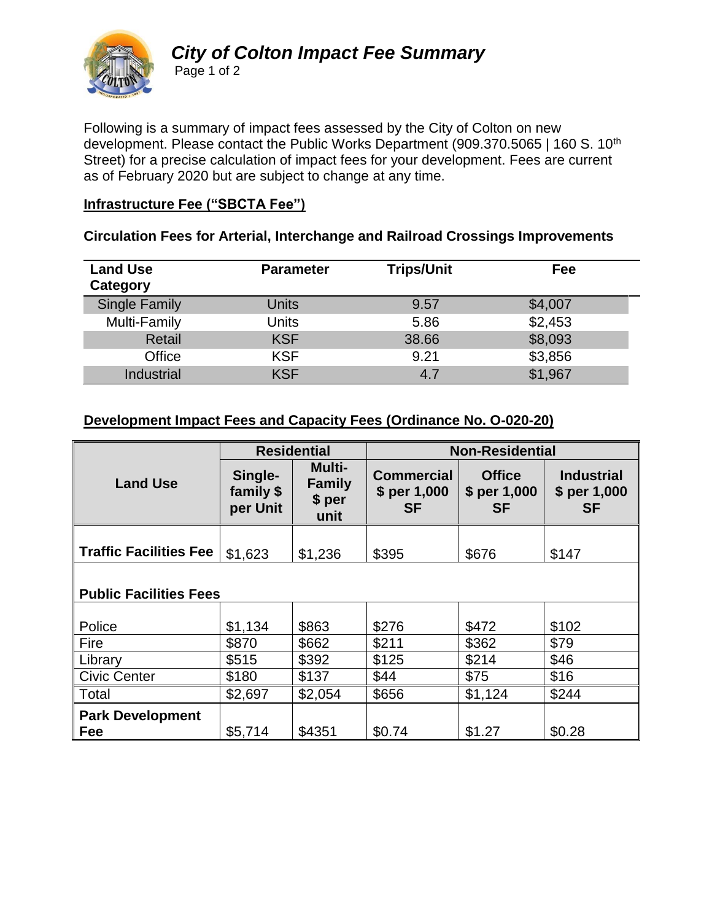# *City of Colton Impact Fee Summary*

Following is a summary of impact fees assessed by the City of Colton on new development. Please contact the Public Works Department (909.370.5065 | 160 S. 10th Street) for a precise calculation of impact fees for your development. Fees are current as of February 2020 but are subject to change at any time.

## Infrastructure Fee ("SBCTA Fee")

### Circulation Fees for Arterial, Interchange and Railroad Crossings Improvements

| Land Use Category | Parameter | Trips/Unit | Fee |
|---|---|---|---|
| Single Family | Units | 9.57 | $4,007 |
| Multi-Family | Units | 5.86 | $2,453 |
| Retail | KSF | 38.66 | $8,093 |
| Office | KSF | 9.21 | $3,856 |
| Industrial | KSF | 4.7 | $1,967 |

## Development Impact Fees and Capacity Fees (Ordinance No. O-020-20)

| Land Use | Residential | | Non-Residential | | |
|---|---|---|---|---|---|
| | Single-family $ per Unit | Multi-Family $ per unit | Commercial $ per 1,000 SF | Office $ per 1,000 SF | Industrial $ per 1,000 SF |
| **Traffic Facilities Fee** | $1,623 | $1,236 | $395 | $676 | $147 |
| **Public Facilities Fees** | | | | | |
| Police | $1,134 | $863 | $276 | $472 | $102 |
| Fire | $870 | $662 | $211 | $362 | $79 |
| Library | $515 | $392 | $125 | $214 | $46 |
| Civic Center | $180 | $137 | $44 | $75 | $16 |
| Total | $2,697 | $2,054 | $656 | $1,124 | $244 |
| **Park Development Fee** | $5,714 | $4351 | $0.74 | $1.27 | $0.28 |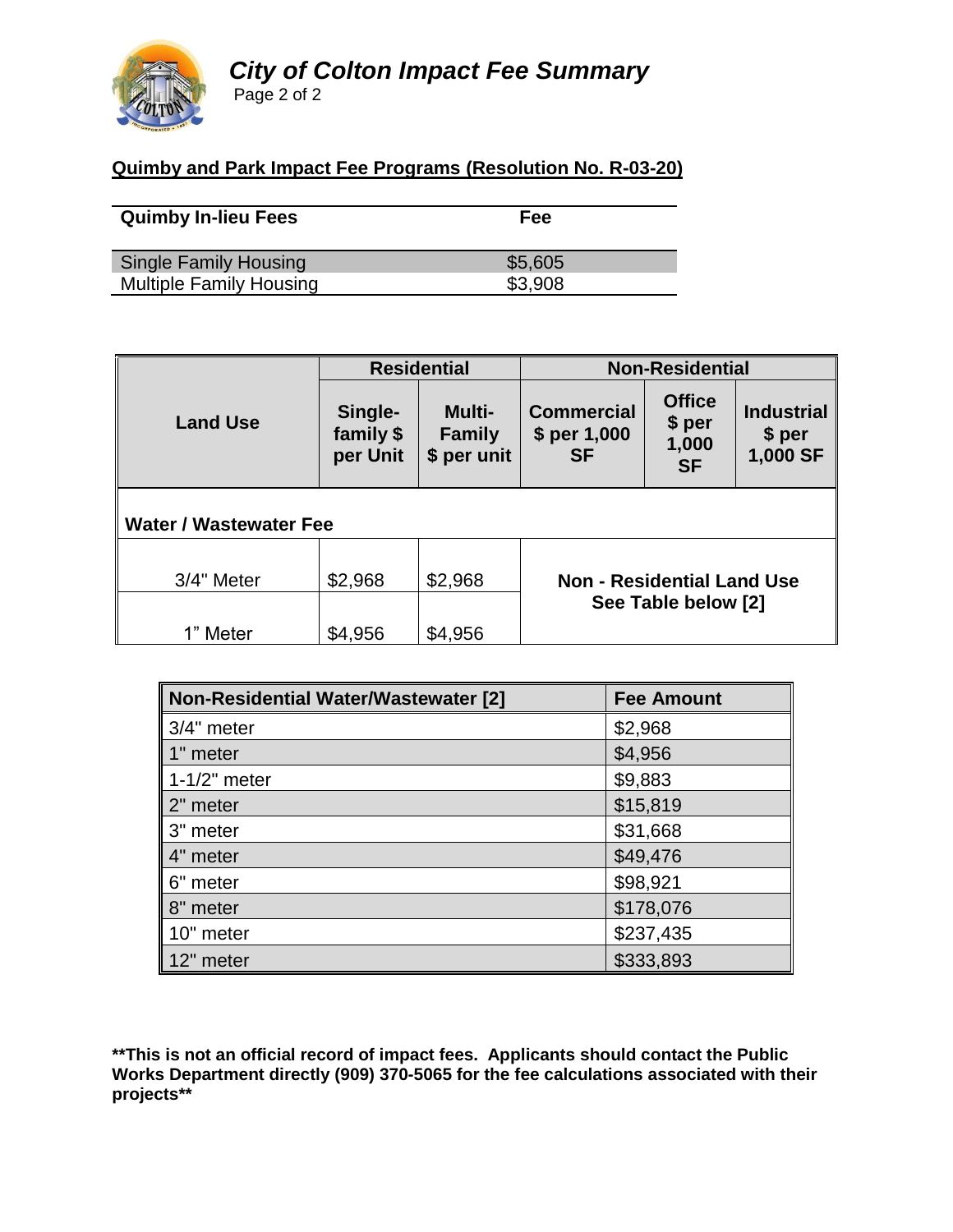## City of Colton Impact Fee Summary

### Quimby and Park Impact Fee Programs (Resolution No. R-03-20)

| Quimby In-lieu Fees | Fee |
|---|---|
| Single Family Housing | $5,605 |
| Multiple Family Housing | $3,908 |

| Land Use | Residential | | Non-Residential | | |
|---|---|---|---|---|---|
| | Single-family $ per Unit | Multi-Family $ per unit | Commercial $ per 1,000 SF | Office $ per 1,000 SF | Industrial $ per 1,000 SF |
| **Water / Wastewater Fee** | | | | | |
| 3/4" Meter | $2,968 | $2,968 | Non - Residential Land Use See Table below [2] | | |
| 1" Meter | $4,956 | $4,956 | | | |

| Non-Residential Water/Wastewater [2] | Fee Amount |
|---|---|
| 3/4" meter | $2,968 |
| 1" meter | $4,956 |
| 1-1/2" meter | $9,883 |
| 2" meter | $15,819 |
| 3" meter | $31,668 |
| 4" meter | $49,476 |
| 6" meter | $98,921 |
| 8" meter | $178,076 |
| 10" meter | $237,435 |
| 12" meter | $333,893 |

****This is not an official record of impact fees. Applicants should contact the Public Works Department directly (909) 370-5065 for the fee calculations associated with their projects****